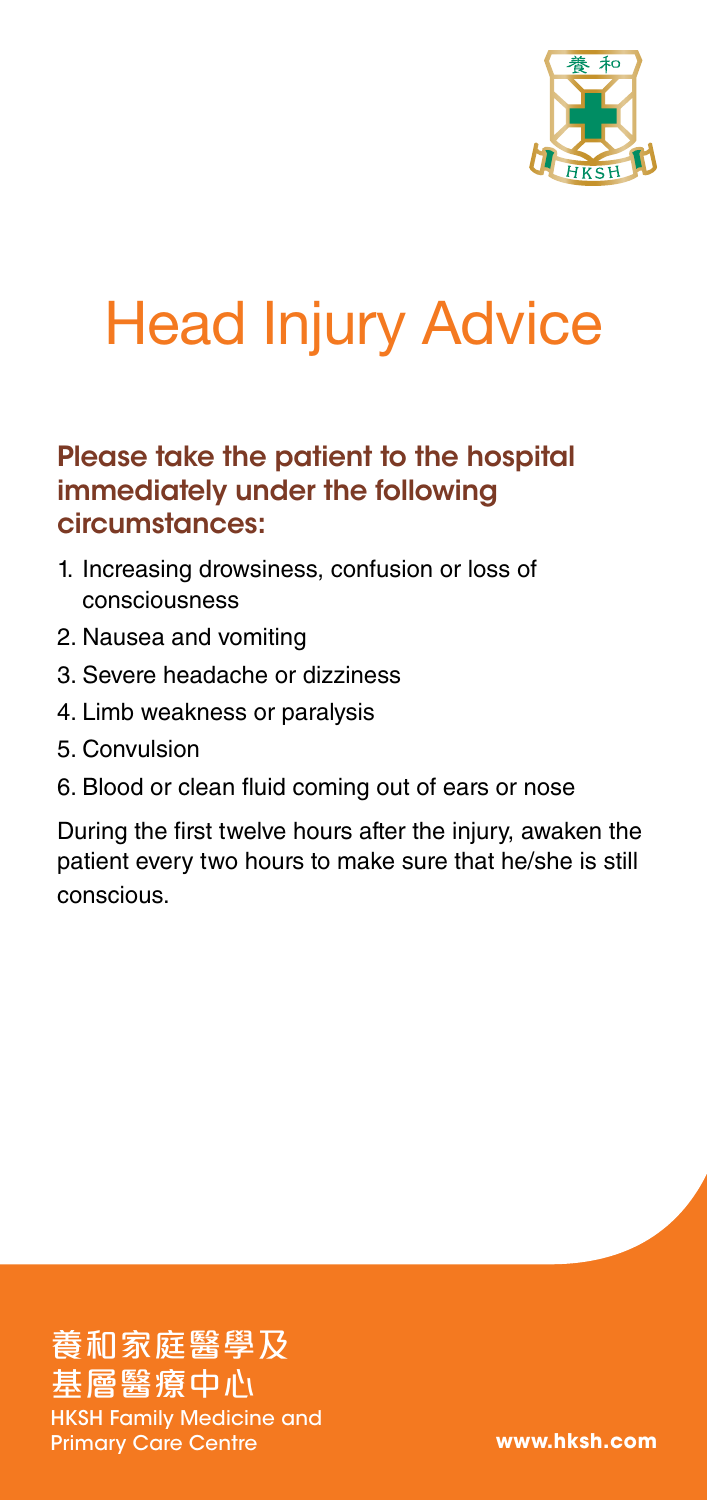# Head Injury Advice

## Please take the patient to the hospital immediately under the following circumstances:

1. Increasing drowsiness, confusion or loss of consciousness
2. Nausea and vomiting
3. Severe headache or dizziness
4. Limb weakness or paralysis
5. Convulsion
6. Blood or clean fluid coming out of ears or nose

During the first twelve hours after the injury, awaken the patient every two hours to make sure that he/she is still conscious.

養和家庭醫學及基層醫療中心

HKSH Family Medicine and Primary Care Centre

www.hksh.com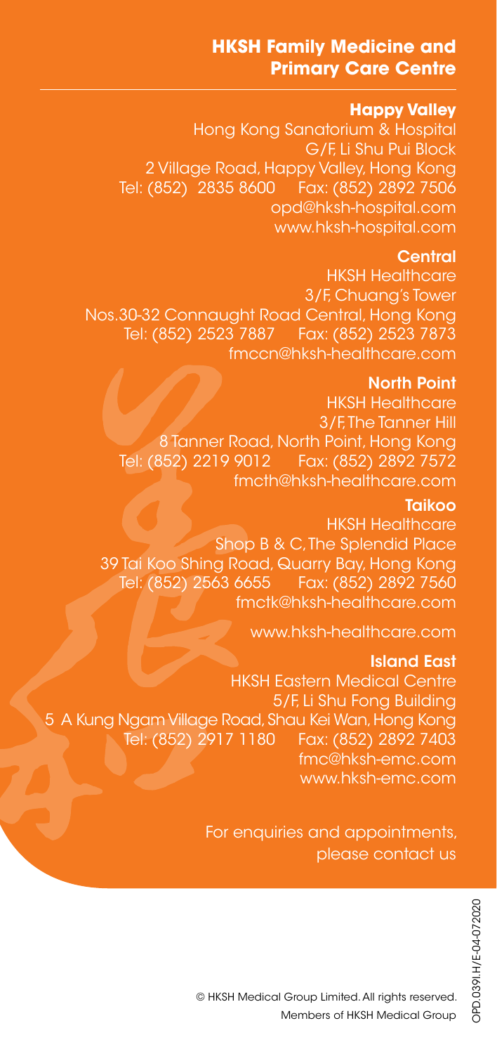## HKSH Family Medicine and Primary Care Centre

### Happy Valley

Hong Kong Sanatorium & Hospital
G/F, Li Shu Pui Block
2 Village Road, Happy Valley, Hong Kong
Tel: (852) 2835 8600  Fax: (852) 2892 7506
opd@hksh-hospital.com
www.hksh-hospital.com

### Central

HKSH Healthcare
3/F, Chuang's Tower
Nos.30-32 Connaught Road Central, Hong Kong
Tel: (852) 2523 7887  Fax: (852) 2523 7873
fmccn@hksh-healthcare.com

### North Point

HKSH Healthcare
3/F, The Tanner Hill
8 Tanner Road, North Point, Hong Kong
Tel: (852) 2219 9012  Fax: (852) 2892 7572
fmcth@hksh-healthcare.com

### Taikoo

HKSH Healthcare
Shop B & C, The Splendid Place
39 Tai Koo Shing Road, Quarry Bay, Hong Kong
Tel: (852) 2563 6655  Fax: (852) 2892 7560
fmctk@hksh-healthcare.com

www.hksh-healthcare.com

### Island East

HKSH Eastern Medical Centre
5/F, Li Shu Fong Building
5 A Kung Ngam Village Road, Shau Kei Wan, Hong Kong
Tel: (852) 2917 1180  Fax: (852) 2892 7403
fmc@hksh-emc.com
www.hksh-emc.com

For enquiries and appointments, please contact us

© HKSH Medical Group Limited. All rights reserved.
Members of HKSH Medical Group

OPD.039I.H/E-04-072020